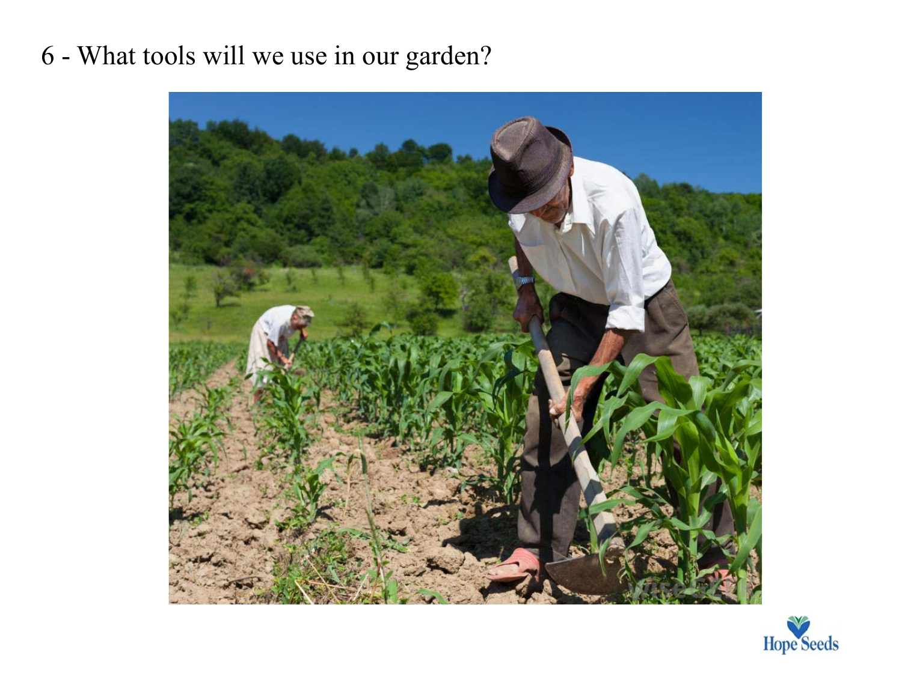6 - What tools will we use in our garden?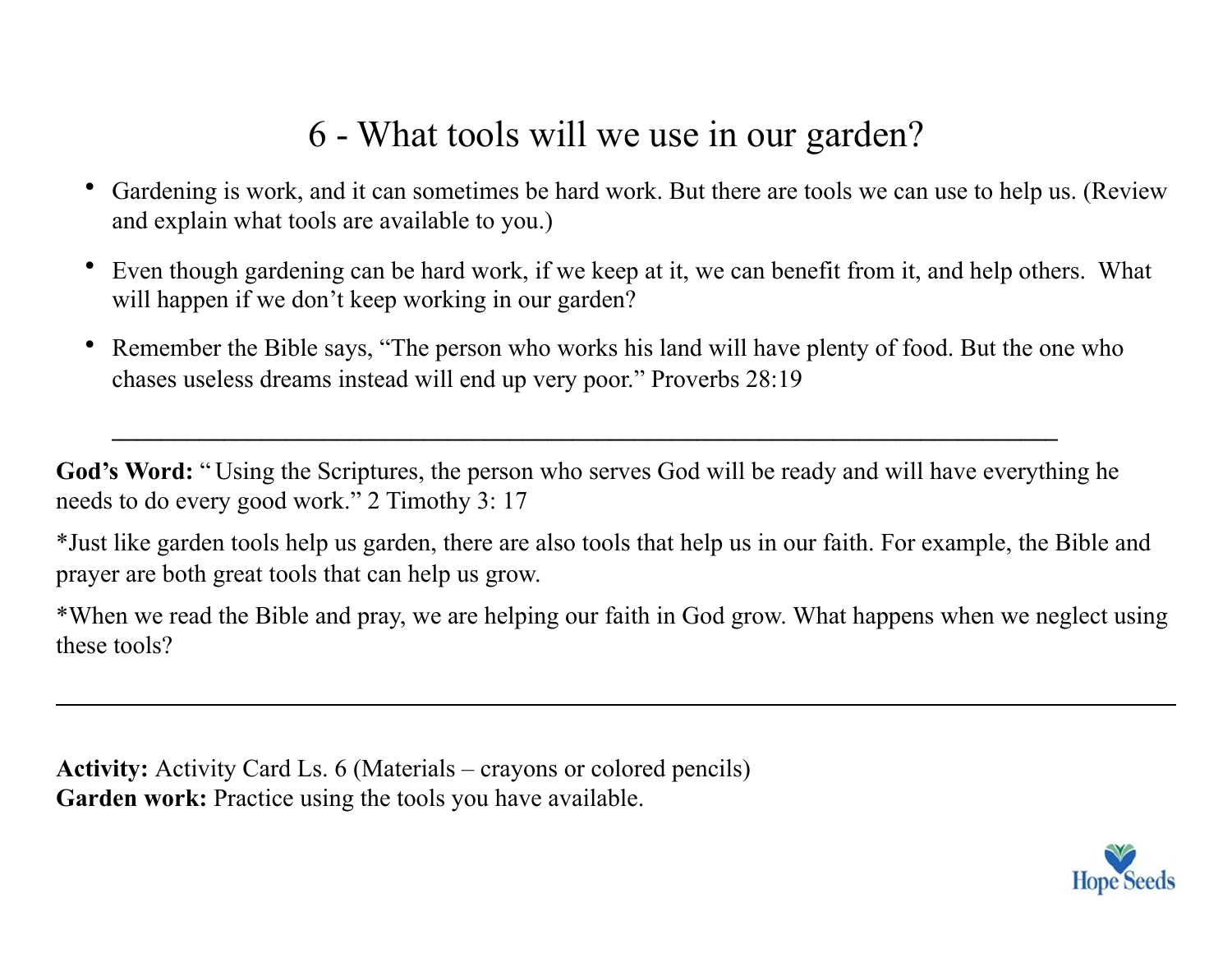# 6 - What tools will we use in our garden?

- Gardening is work, and it can sometimes be hard work. But there are tools we can use to help us. (Review and explain what tools are available to you.)
- Even though gardening can be hard work, if we keep at it, we can benefit from it, and help others. What will happen if we don't keep working in our garden?
- Remember the Bible says, "The person who works his land will have plenty of food. But the one who chases useless dreams instead will end up very poor." Proverbs 28:19

---

**God's Word:** " Using the Scriptures, the person who serves God will be ready and will have everything he needs to do every good work." 2 Timothy 3: 17

*Just like garden tools help us garden, there are also tools that help us in our faith. For example, the Bible and prayer are both great tools that can help us grow.

*When we read the Bible and pray, we are helping our faith in God grow. What happens when we neglect using these tools?

---

**Activity:** Activity Card Ls. 6 (Materials – crayons or colored pencils)
**Garden work:** Practice using the tools you have available.

Hope Seeds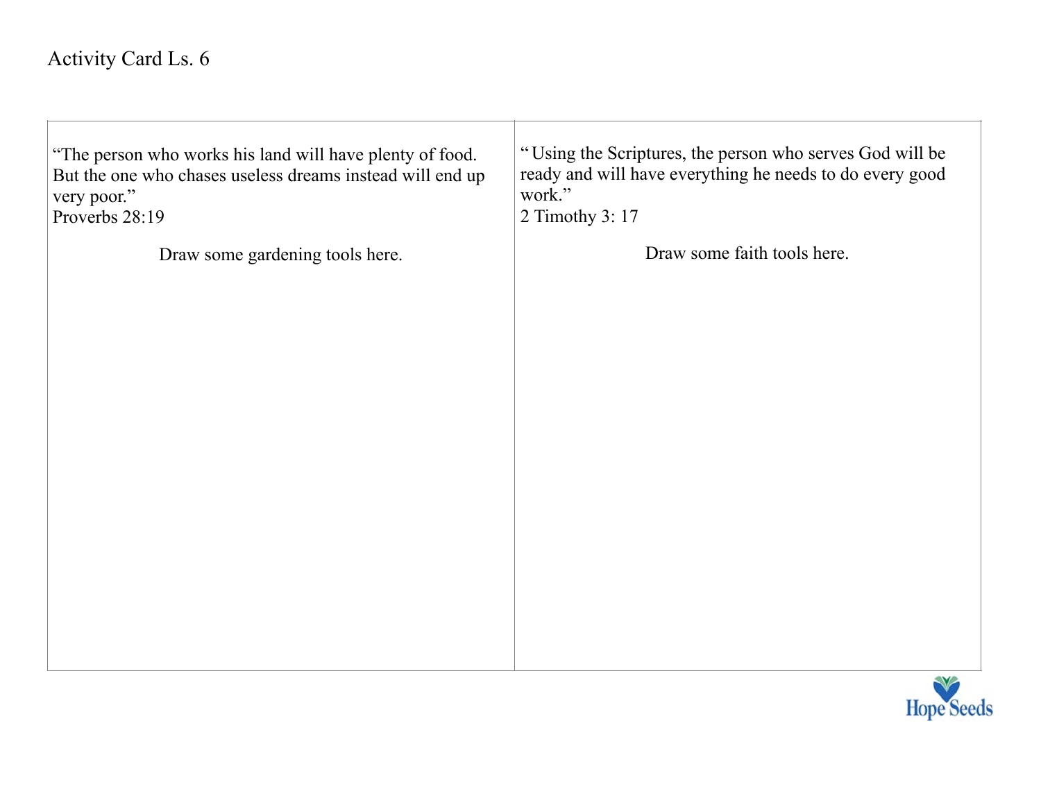Activity Card Ls. 6

| | |
|---|---|
| "The person who works his land will have plenty of food. But the one who chases useless dreams instead will end up very poor." Proverbs 28:19 <br><br> Draw some gardening tools here. | " Using the Scriptures, the person who serves God will be ready and will have everything he needs to do every good work." 2 Timothy 3: 17 <br><br> Draw some faith tools here. |

Hope Seeds